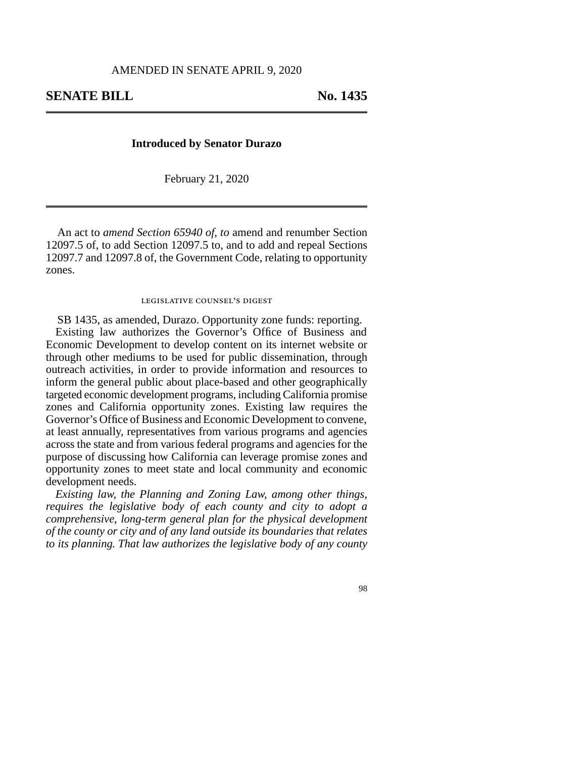AMENDED IN SENATE APRIL 9, 2020

# SENATE BILL No. 1435

**Introduced by Senator Durazo**

February 21, 2020

An act to *amend Section 65940 of, to* amend and renumber Section 12097.5 of, to add Section 12097.5 to, and to add and repeal Sections 12097.7 and 12097.8 of, the Government Code, relating to opportunity zones.

## LEGISLATIVE COUNSEL'S DIGEST

SB 1435, as amended, Durazo. Opportunity zone funds: reporting.

Existing law authorizes the Governor's Office of Business and Economic Development to develop content on its internet website or through other mediums to be used for public dissemination, through outreach activities, in order to provide information and resources to inform the general public about place-based and other geographically targeted economic development programs, including California promise zones and California opportunity zones. Existing law requires the Governor's Office of Business and Economic Development to convene, at least annually, representatives from various programs and agencies across the state and from various federal programs and agencies for the purpose of discussing how California can leverage promise zones and opportunity zones to meet state and local community and economic development needs.

*Existing law, the Planning and Zoning Law, among other things, requires the legislative body of each county and city to adopt a comprehensive, long-term general plan for the physical development of the county or city and of any land outside its boundaries that relates to its planning. That law authorizes the legislative body of any county*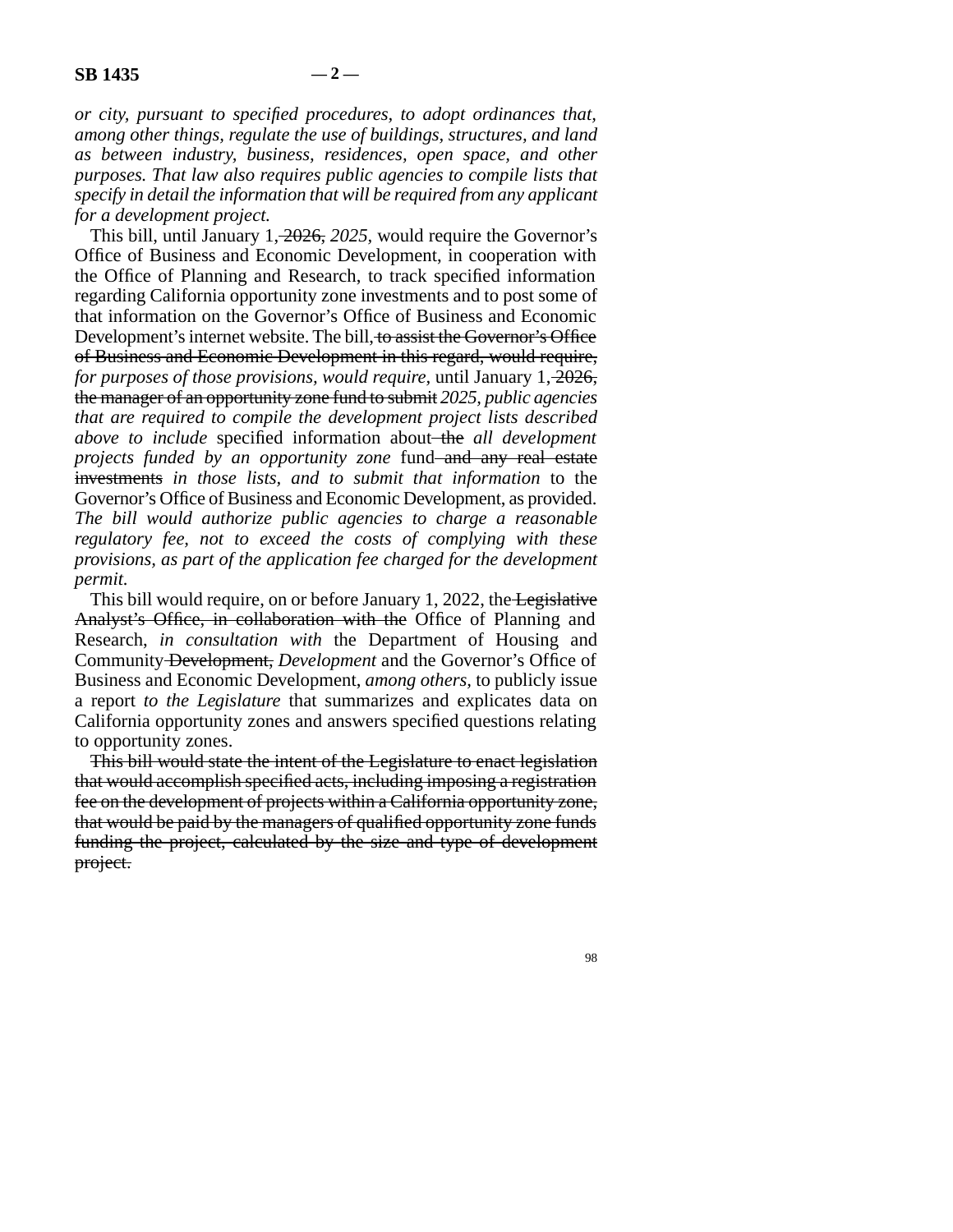*or city, pursuant to specified procedures, to adopt ordinances that, among other things, regulate the use of buildings, structures, and land as between industry, business, residences, open space, and other purposes. That law also requires public agencies to compile lists that specify in detail the information that will be required from any applicant for a development project.*

This bill, until January 1~~, 2026,~~ *2025,* would require the Governor's Office of Business and Economic Development, in cooperation with the Office of Planning and Research, to track specified information regarding California opportunity zone investments and to post some of that information on the Governor's Office of Business and Economic Development's internet website. The bill~~, to assist the Governor's Office of Business and Economic Development in this regard, would require,~~ *for purposes of those provisions, would require,* until January 1~~, 2026, the manager of an opportunity zone fund to submit~~ *2025, public agencies that are required to compile the development project lists described above to include* specified information about~~ the~~ *all development projects funded by an opportunity zone* fund~~ and any real estate investments~~ *in those lists, and to submit that information* to the Governor's Office of Business and Economic Development, as provided. *The bill would authorize public agencies to charge a reasonable regulatory fee, not to exceed the costs of complying with these provisions, as part of the application fee charged for the development permit.*

This bill would require, on or before January 1, 2022, the~~ Legislative Analyst's Office, in collaboration with the~~ Office of Planning and Research, *in consultation with* the Department of Housing and Community~~ Development,~~ *Development* and the Governor's Office of Business and Economic Development, *among others,* to publicly issue a report *to the Legislature* that summarizes and explicates data on California opportunity zones and answers specified questions relating to opportunity zones.

~~This bill would state the intent of the Legislature to enact legislation that would accomplish specified acts, including imposing a registration fee on the development of projects within a California opportunity zone, that would be paid by the managers of qualified opportunity zone funds funding the project, calculated by the size and type of development project.~~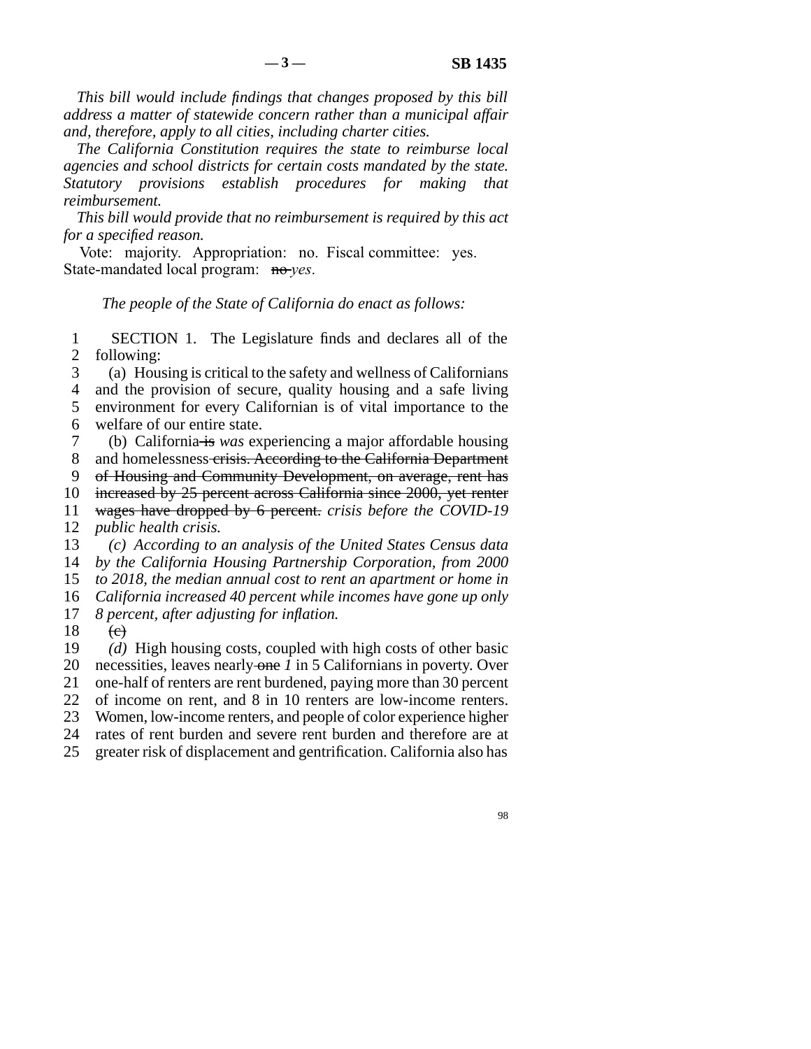*This bill would include findings that changes proposed by this bill address a matter of statewide concern rather than a municipal affair and, therefore, apply to all cities, including charter cities.*

*The California Constitution requires the state to reimburse local agencies and school districts for certain costs mandated by the state. Statutory provisions establish procedures for making that reimbursement.*

*This bill would provide that no reimbursement is required by this act for a specified reason.*

Vote: majority. Appropriation: no. Fiscal committee: yes. State-mandated local program: ~~no~~ *yes*.

*The people of the State of California do enact as follows:*

1 SECTION 1. The Legislature finds and declares all of the
2 following:
3 (a) Housing is critical to the safety and wellness of Californians
4 and the provision of secure, quality housing and a safe living
5 environment for every Californian is of vital importance to the
6 welfare of our entire state.
7 (b) California ~~is~~ *was* experiencing a major affordable housing
8 and homelessness ~~crisis. According to the California Department~~
9 ~~of Housing and Community Development, on average, rent has~~
10 ~~increased by 25 percent across California since 2000, yet renter~~
11 ~~wages have dropped by 6 percent.~~ *crisis before the COVID-19*
12 *public health crisis.*
13 *(c) According to an analysis of the United States Census data*
14 *by the California Housing Partnership Corporation, from 2000*
15 *to 2018, the median annual cost to rent an apartment or home in*
16 *California increased 40 percent while incomes have gone up only*
17 *8 percent, after adjusting for inflation.*
18 ~~(c)~~
19 *(d)* High housing costs, coupled with high costs of other basic
20 necessities, leaves nearly ~~one~~ *1* in 5 Californians in poverty. Over
21 one-half of renters are rent burdened, paying more than 30 percent
22 of income on rent, and 8 in 10 renters are low-income renters.
23 Women, low-income renters, and people of color experience higher
24 rates of rent burden and severe rent burden and therefore are at
25 greater risk of displacement and gentrification. California also has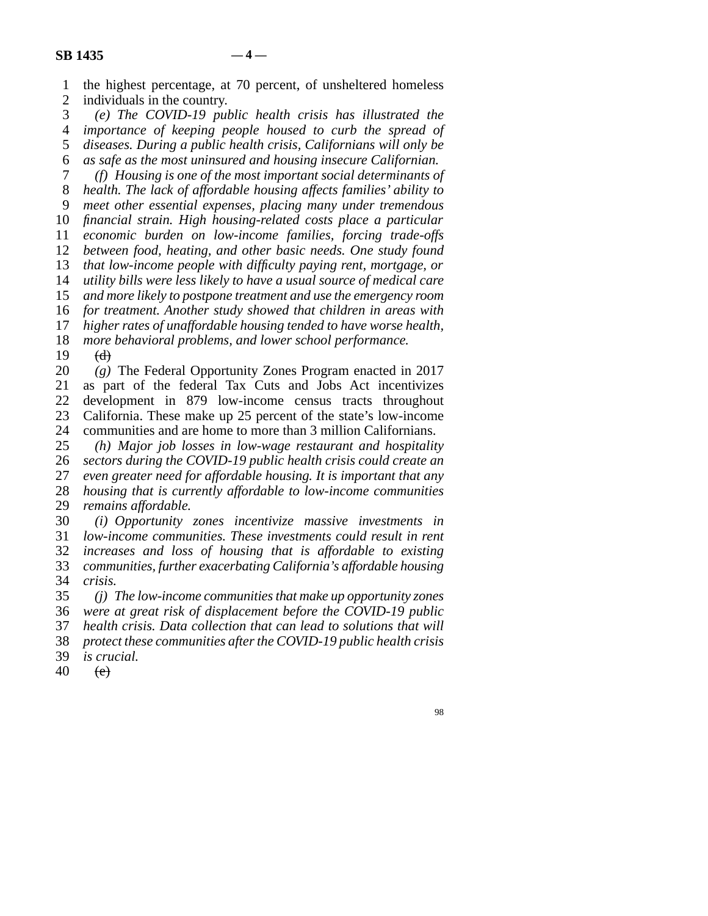the highest percentage, at 70 percent, of unsheltered homeless individuals in the country.

*(e) The COVID-19 public health crisis has illustrated the importance of keeping people housed to curb the spread of diseases. During a public health crisis, Californians will only be as safe as the most uninsured and housing insecure Californian.*

*(f) Housing is one of the most important social determinants of health. The lack of affordable housing affects families' ability to meet other essential expenses, placing many under tremendous financial strain. High housing-related costs place a particular economic burden on low-income families, forcing trade-offs between food, heating, and other basic needs. One study found that low-income people with difficulty paying rent, mortgage, or utility bills were less likely to have a usual source of medical care and more likely to postpone treatment and use the emergency room for treatment. Another study showed that children in areas with higher rates of unaffordable housing tended to have worse health, more behavioral problems, and lower school performance.*

~~(d)~~

*(g)* The Federal Opportunity Zones Program enacted in 2017 as part of the federal Tax Cuts and Jobs Act incentivizes development in 879 low-income census tracts throughout California. These make up 25 percent of the state's low-income communities and are home to more than 3 million Californians.

*(h) Major job losses in low-wage restaurant and hospitality sectors during the COVID-19 public health crisis could create an even greater need for affordable housing. It is important that any housing that is currently affordable to low-income communities remains affordable.*

*(i) Opportunity zones incentivize massive investments in low-income communities. These investments could result in rent increases and loss of housing that is affordable to existing communities, further exacerbating California's affordable housing crisis.*

*(j) The low-income communities that make up opportunity zones were at great risk of displacement before the COVID-19 public health crisis. Data collection that can lead to solutions that will protect these communities after the COVID-19 public health crisis is crucial.*

~~(e)~~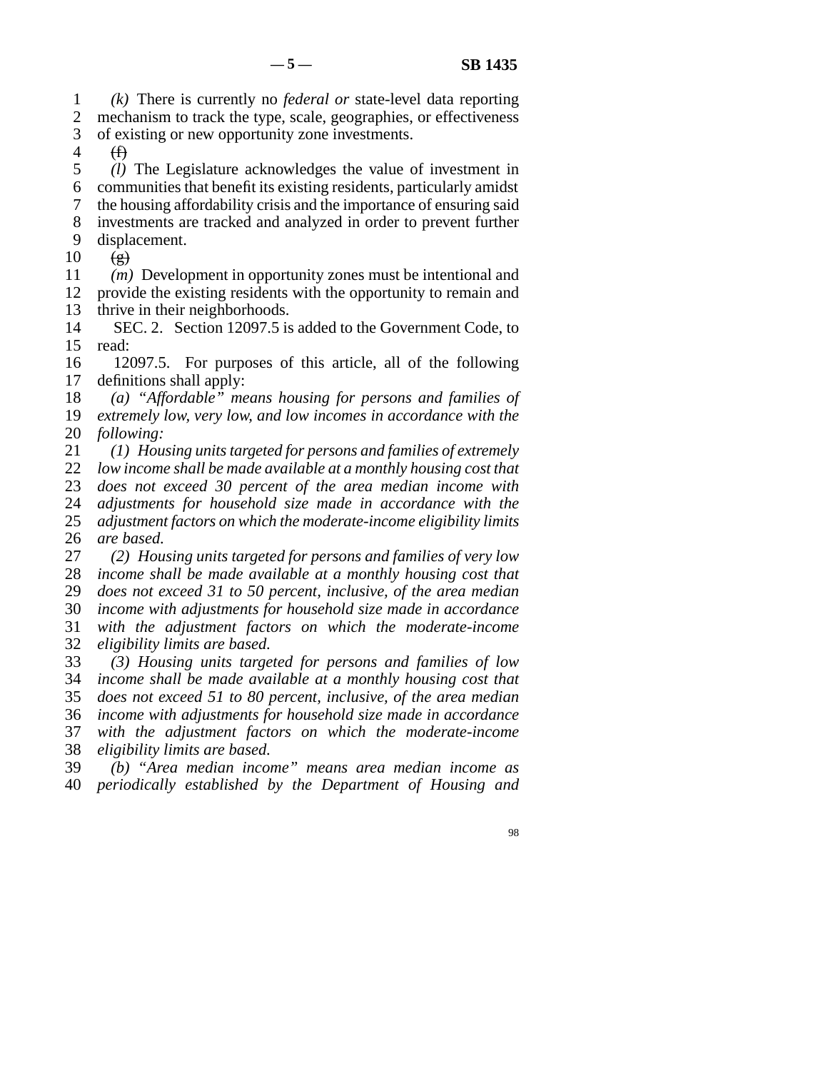*(k)* There is currently no *federal or* state-level data reporting mechanism to track the type, scale, geographies, or effectiveness of existing or new opportunity zone investments.

~~(f)~~

*(l)* The Legislature acknowledges the value of investment in communities that benefit its existing residents, particularly amidst the housing affordability crisis and the importance of ensuring said investments are tracked and analyzed in order to prevent further displacement.

~~(g)~~

*(m)* Development in opportunity zones must be intentional and provide the existing residents with the opportunity to remain and thrive in their neighborhoods.

SEC. 2. Section 12097.5 is added to the Government Code, to read:

12097.5. For purposes of this article, all of the following definitions shall apply:

*(a) "Affordable" means housing for persons and families of extremely low, very low, and low incomes in accordance with the following:*

*(1) Housing units targeted for persons and families of extremely low income shall be made available at a monthly housing cost that does not exceed 30 percent of the area median income with adjustments for household size made in accordance with the adjustment factors on which the moderate-income eligibility limits are based.*

*(2) Housing units targeted for persons and families of very low income shall be made available at a monthly housing cost that does not exceed 31 to 50 percent, inclusive, of the area median income with adjustments for household size made in accordance with the adjustment factors on which the moderate-income eligibility limits are based.*

*(3) Housing units targeted for persons and families of low income shall be made available at a monthly housing cost that does not exceed 51 to 80 percent, inclusive, of the area median income with adjustments for household size made in accordance with the adjustment factors on which the moderate-income eligibility limits are based.*

*(b) "Area median income" means area median income as periodically established by the Department of Housing and*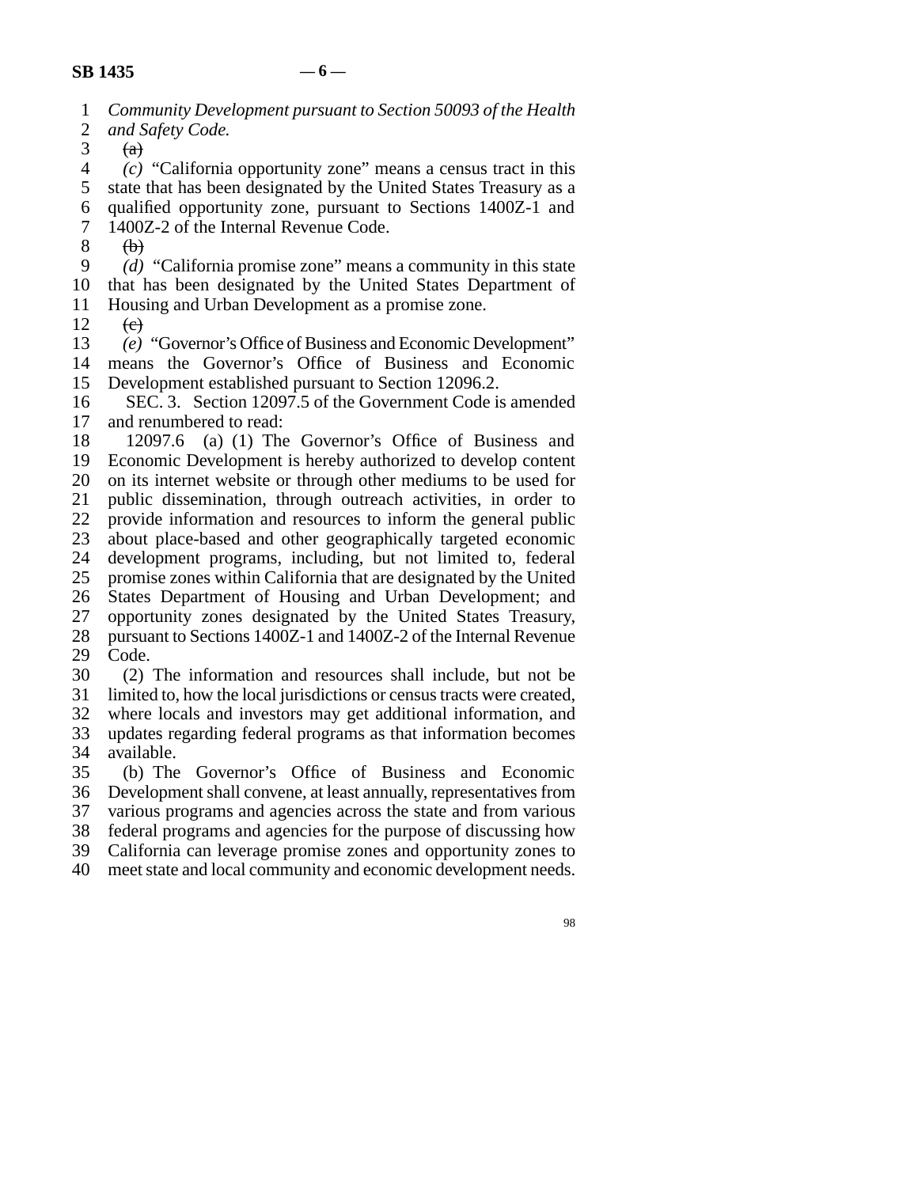*Community Development pursuant to Section 50093 of the Health and Safety Code.*

~~(a)~~

*(c)* “California opportunity zone” means a census tract in this state that has been designated by the United States Treasury as a qualified opportunity zone, pursuant to Sections 1400Z-1 and 1400Z-2 of the Internal Revenue Code.

~~(b)~~

*(d)* “California promise zone” means a community in this state that has been designated by the United States Department of Housing and Urban Development as a promise zone.

~~(c)~~

*(e)* “Governor’s Office of Business and Economic Development” means the Governor’s Office of Business and Economic Development established pursuant to Section 12096.2.

SEC. 3. Section 12097.5 of the Government Code is amended and renumbered to read:

12097.6 (a) (1) The Governor’s Office of Business and Economic Development is hereby authorized to develop content on its internet website or through other mediums to be used for public dissemination, through outreach activities, in order to provide information and resources to inform the general public about place-based and other geographically targeted economic development programs, including, but not limited to, federal promise zones within California that are designated by the United States Department of Housing and Urban Development; and opportunity zones designated by the United States Treasury, pursuant to Sections 1400Z-1 and 1400Z-2 of the Internal Revenue Code.

(2) The information and resources shall include, but not be limited to, how the local jurisdictions or census tracts were created, where locals and investors may get additional information, and updates regarding federal programs as that information becomes available.

(b) The Governor’s Office of Business and Economic Development shall convene, at least annually, representatives from various programs and agencies across the state and from various federal programs and agencies for the purpose of discussing how California can leverage promise zones and opportunity zones to meet state and local community and economic development needs.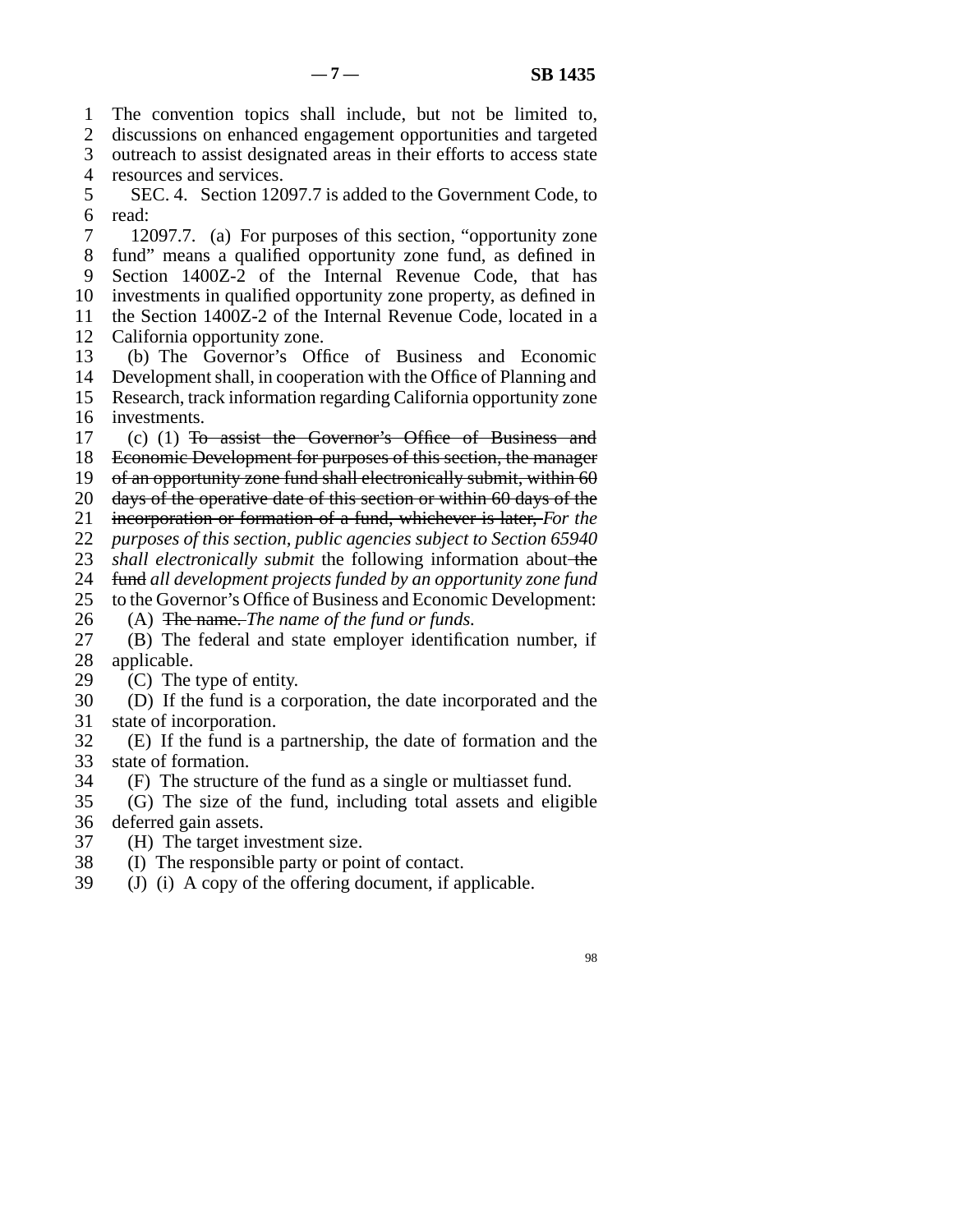The convention topics shall include, but not be limited to, discussions on enhanced engagement opportunities and targeted outreach to assist designated areas in their efforts to access state resources and services.

SEC. 4. Section 12097.7 is added to the Government Code, to read:

12097.7. (a) For purposes of this section, "opportunity zone fund" means a qualified opportunity zone fund, as defined in Section 1400Z-2 of the Internal Revenue Code, that has investments in qualified opportunity zone property, as defined in the Section 1400Z-2 of the Internal Revenue Code, located in a California opportunity zone.

(b) The Governor's Office of Business and Economic Development shall, in cooperation with the Office of Planning and Research, track information regarding California opportunity zone investments.

(c) (1) ~~To assist the Governor's Office of Business and Economic Development for purposes of this section, the manager of an opportunity zone fund shall electronically submit, within 60 days of the operative date of this section or within 60 days of the incorporation or formation of a fund, whichever is later,~~ *For the purposes of this section, public agencies subject to Section 65940 shall electronically submit* the following information about ~~the fund~~ *all development projects funded by an opportunity zone fund* to the Governor's Office of Business and Economic Development:

(A) ~~The name.~~ *The name of the fund or funds.*

(B) The federal and state employer identification number, if applicable.

(C) The type of entity.

(D) If the fund is a corporation, the date incorporated and the state of incorporation.

(E) If the fund is a partnership, the date of formation and the state of formation.

(F) The structure of the fund as a single or multiasset fund.

(G) The size of the fund, including total assets and eligible deferred gain assets.

(H) The target investment size.

(I) The responsible party or point of contact.

(J) (i) A copy of the offering document, if applicable.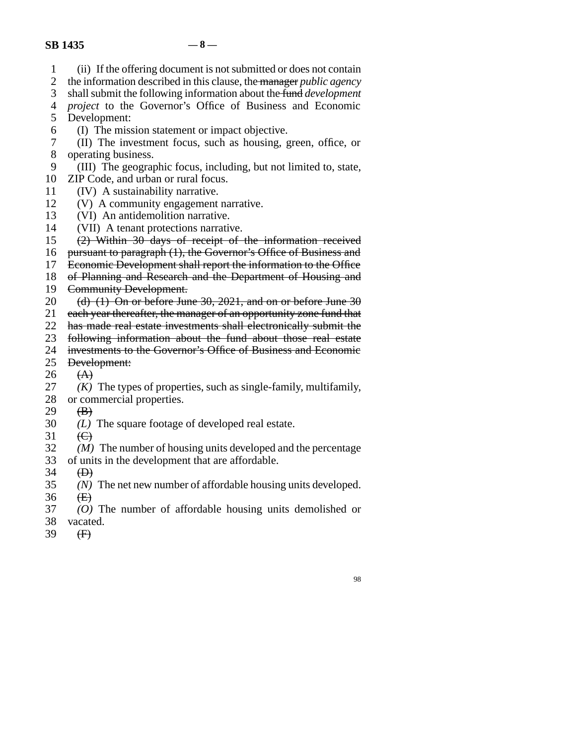(ii) If the offering document is not submitted or does not contain the information described in this clause, the ~~manager~~ *public agency* shall submit the following information about the ~~fund~~ *development project* to the Governor's Office of Business and Economic Development:

(I) The mission statement or impact objective.

(II) The investment focus, such as housing, green, office, or operating business.

(III) The geographic focus, including, but not limited to, state, ZIP Code, and urban or rural focus.

(IV) A sustainability narrative.

(V) A community engagement narrative.

(VI) An antidemolition narrative.

(VII) A tenant protections narrative.

~~(2) Within 30 days of receipt of the information received pursuant to paragraph (1), the Governor's Office of Business and Economic Development shall report the information to the Office of Planning and Research and the Department of Housing and Community Development.~~

~~(d) (1) On or before June 30, 2021, and on or before June 30 each year thereafter, the manager of an opportunity zone fund that has made real estate investments shall electronically submit the following information about the fund about those real estate investments to the Governor's Office of Business and Economic Development:~~

~~(A)~~

*(K)* The types of properties, such as single-family, multifamily, or commercial properties.

~~(B)~~

*(L)* The square footage of developed real estate.

~~(C)~~

*(M)* The number of housing units developed and the percentage of units in the development that are affordable.

~~(D)~~

*(N)* The net new number of affordable housing units developed.

~~(E)~~

*(O)* The number of affordable housing units demolished or vacated.

~~(F)~~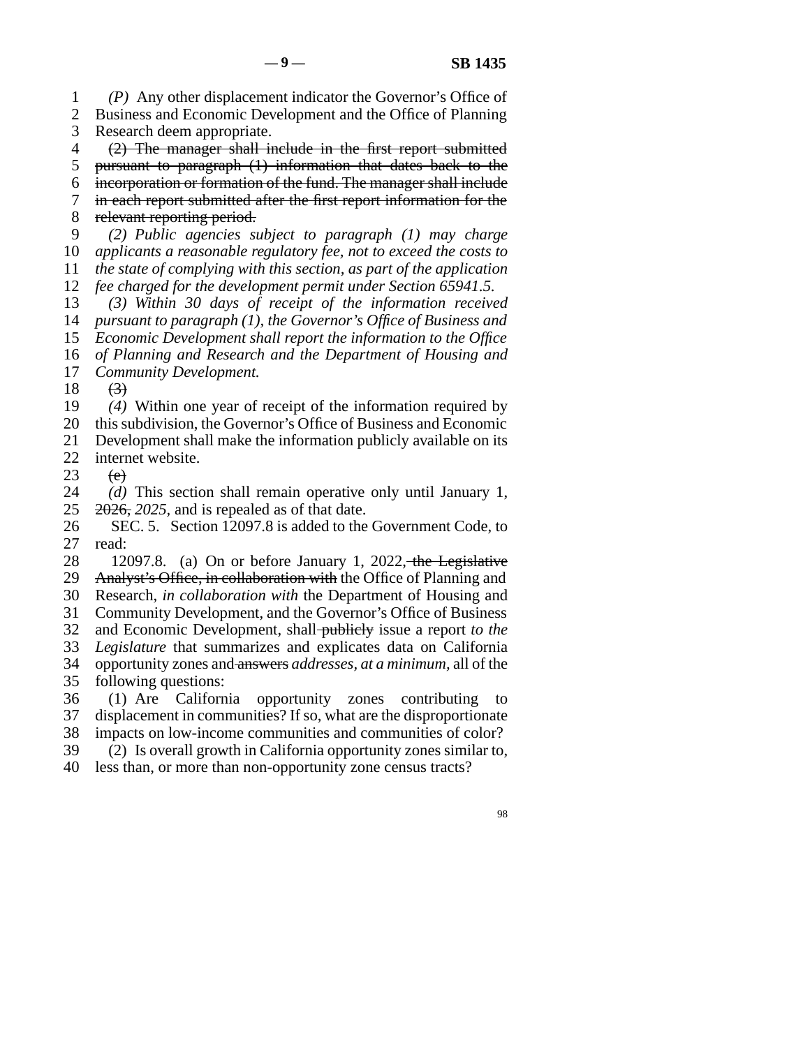*(P)* Any other displacement indicator the Governor's Office of Business and Economic Development and the Office of Planning Research deem appropriate.

~~(2) The manager shall include in the first report submitted pursuant to paragraph (1) information that dates back to the incorporation or formation of the fund. The manager shall include in each report submitted after the first report information for the relevant reporting period.~~

*(2) Public agencies subject to paragraph (1) may charge applicants a reasonable regulatory fee, not to exceed the costs to the state of complying with this section, as part of the application fee charged for the development permit under Section 65941.5.*

*(3) Within 30 days of receipt of the information received pursuant to paragraph (1), the Governor's Office of Business and Economic Development shall report the information to the Office of Planning and Research and the Department of Housing and Community Development.*

~~(3)~~

*(4)* Within one year of receipt of the information required by this subdivision, the Governor's Office of Business and Economic Development shall make the information publicly available on its internet website.

~~(c)~~

*(d)* This section shall remain operative only until January 1, ~~2026,~~ *2025,* and is repealed as of that date.

SEC. 5. Section 12097.8 is added to the Government Code, to read:

12097.8. (a) On or before January 1, 2022, ~~the Legislative Analyst's Office, in collaboration with~~ the Office of Planning and Research, *in collaboration with* the Department of Housing and Community Development, and the Governor's Office of Business and Economic Development, shall ~~publicly~~ issue a report *to the Legislature* that summarizes and explicates data on California opportunity zones and ~~answers~~ *addresses, at a minimum,* all of the following questions:

(1) Are California opportunity zones contributing to displacement in communities? If so, what are the disproportionate impacts on low-income communities and communities of color?

(2) Is overall growth in California opportunity zones similar to, less than, or more than non-opportunity zone census tracts?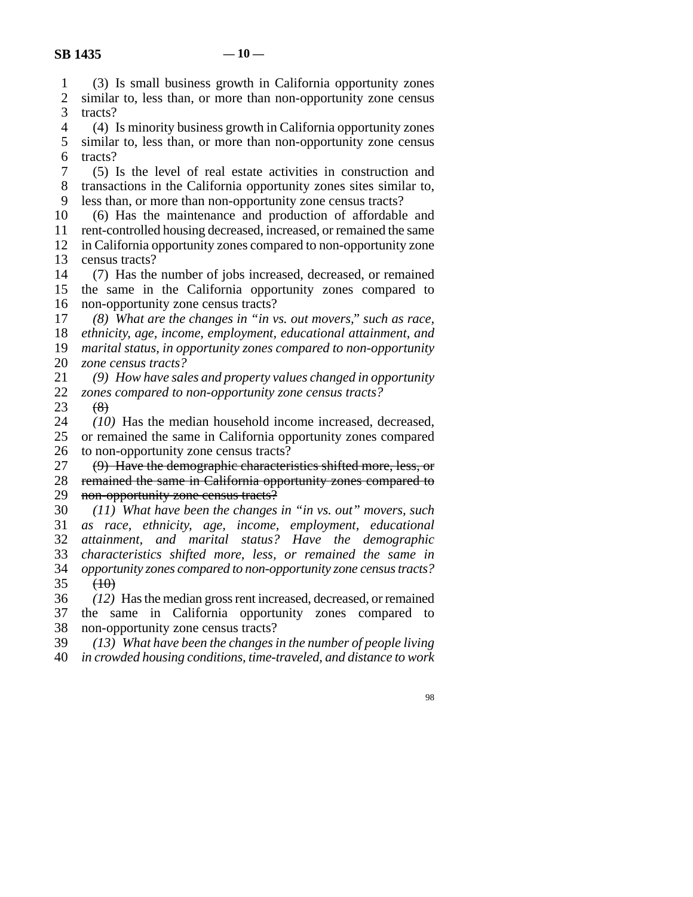(3) Is small business growth in California opportunity zones similar to, less than, or more than non-opportunity zone census tracts?

(4) Is minority business growth in California opportunity zones similar to, less than, or more than non-opportunity zone census tracts?

(5) Is the level of real estate activities in construction and transactions in the California opportunity zones sites similar to, less than, or more than non-opportunity zone census tracts?

(6) Has the maintenance and production of affordable and rent-controlled housing decreased, increased, or remained the same in California opportunity zones compared to non-opportunity zone census tracts?

(7) Has the number of jobs increased, decreased, or remained the same in the California opportunity zones compared to non-opportunity zone census tracts?

*(8) What are the changes in "in vs. out movers," such as race, ethnicity, age, income, employment, educational attainment, and marital status, in opportunity zones compared to non-opportunity zone census tracts?*

*(9) How have sales and property values changed in opportunity zones compared to non-opportunity zone census tracts?*

~~(8)~~

*(10)* Has the median household income increased, decreased, or remained the same in California opportunity zones compared to non-opportunity zone census tracts?

~~(9) Have the demographic characteristics shifted more, less, or remained the same in California opportunity zones compared to non-opportunity zone census tracts?~~

*(11) What have been the changes in "in vs. out" movers, such as race, ethnicity, age, income, employment, educational attainment, and marital status? Have the demographic characteristics shifted more, less, or remained the same in opportunity zones compared to non-opportunity zone census tracts?*

~~(10)~~

*(12)* Has the median gross rent increased, decreased, or remained the same in California opportunity zones compared to non-opportunity zone census tracts?

*(13) What have been the changes in the number of people living in crowded housing conditions, time-traveled, and distance to work*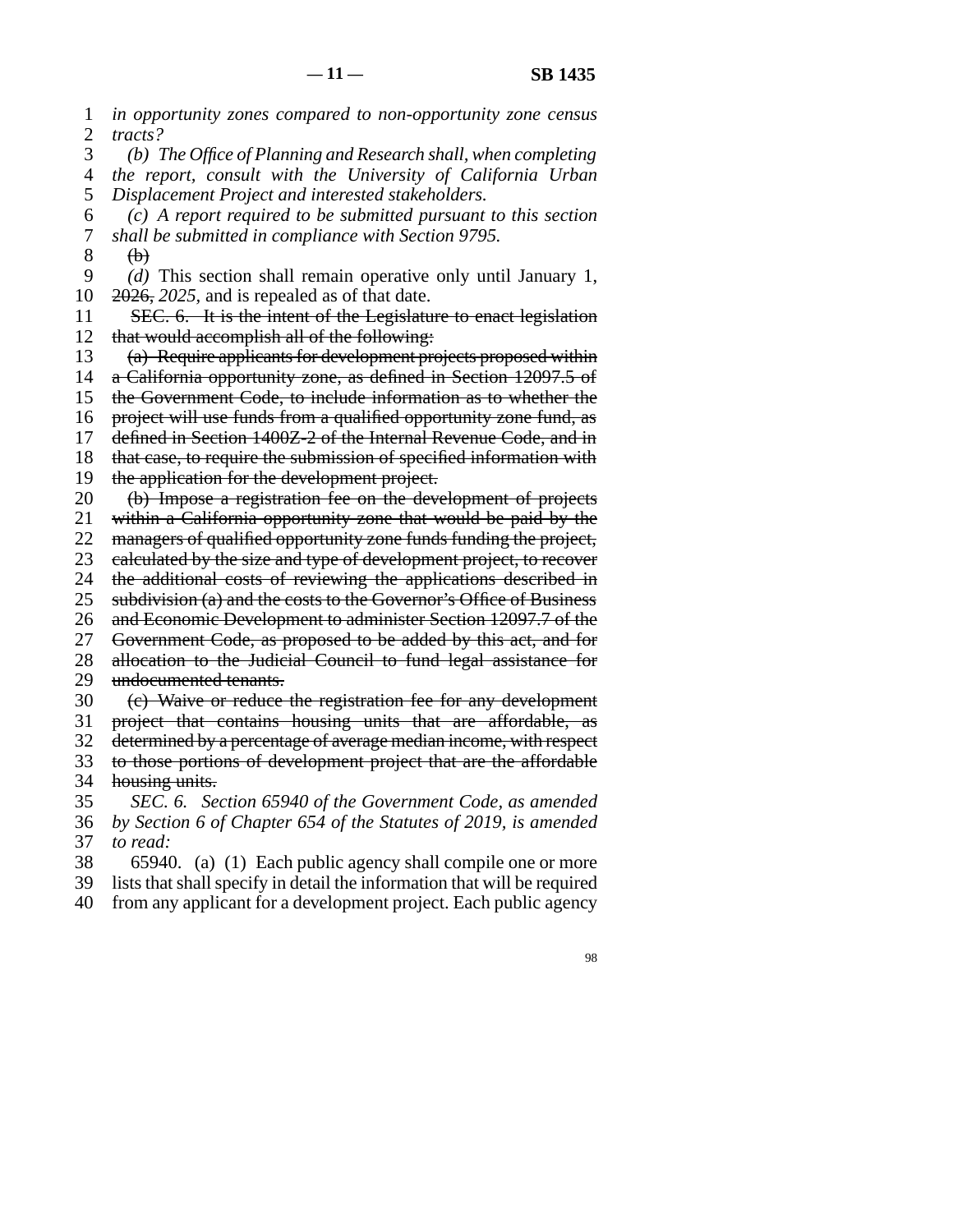*in opportunity zones compared to non-opportunity zone census tracts?*

*(b) The Office of Planning and Research shall, when completing the report, consult with the University of California Urban Displacement Project and interested stakeholders.*

*(c) A report required to be submitted pursuant to this section shall be submitted in compliance with Section 9795.*

~~(b)~~

*(d)* This section shall remain operative only until January 1, ~~2026,~~ *2025,* and is repealed as of that date.

~~SEC. 6. It is the intent of the Legislature to enact legislation that would accomplish all of the following:~~

~~(a) Require applicants for development projects proposed within a California opportunity zone, as defined in Section 12097.5 of the Government Code, to include information as to whether the project will use funds from a qualified opportunity zone fund, as defined in Section 1400Z-2 of the Internal Revenue Code, and in that case, to require the submission of specified information with the application for the development project.~~

~~(b) Impose a registration fee on the development of projects within a California opportunity zone that would be paid by the managers of qualified opportunity zone funds funding the project, calculated by the size and type of development project, to recover the additional costs of reviewing the applications described in subdivision (a) and the costs to the Governor's Office of Business and Economic Development to administer Section 12097.7 of the Government Code, as proposed to be added by this act, and for allocation to the Judicial Council to fund legal assistance for undocumented tenants.~~

~~(c) Waive or reduce the registration fee for any development project that contains housing units that are affordable, as determined by a percentage of average median income, with respect to those portions of development project that are the affordable housing units.~~

*SEC. 6. Section 65940 of the Government Code, as amended by Section 6 of Chapter 654 of the Statutes of 2019, is amended to read:*

65940. (a) (1) Each public agency shall compile one or more lists that shall specify in detail the information that will be required from any applicant for a development project. Each public agency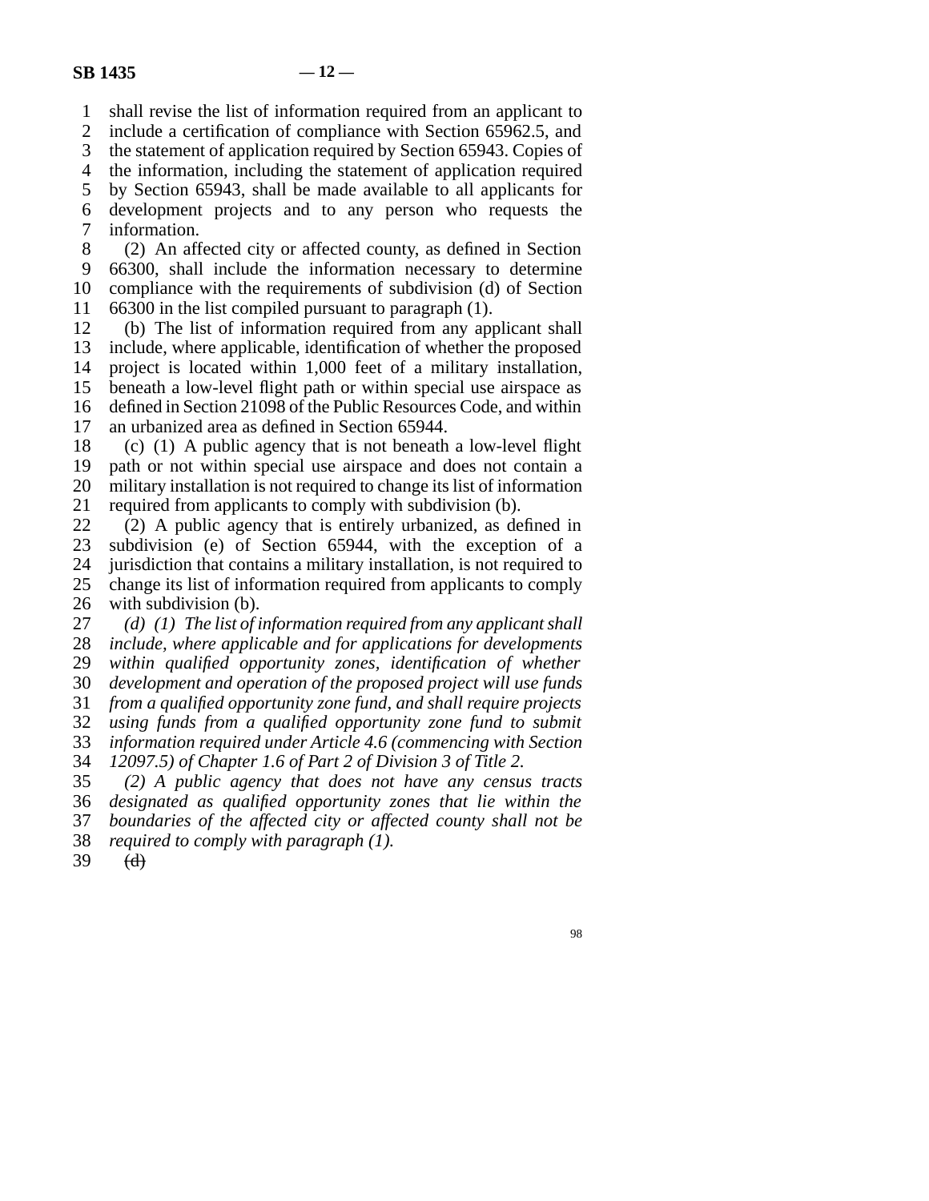shall revise the list of information required from an applicant to include a certification of compliance with Section 65962.5, and the statement of application required by Section 65943. Copies of the information, including the statement of application required by Section 65943, shall be made available to all applicants for development projects and to any person who requests the information.

(2) An affected city or affected county, as defined in Section 66300, shall include the information necessary to determine compliance with the requirements of subdivision (d) of Section 66300 in the list compiled pursuant to paragraph (1).

(b) The list of information required from any applicant shall include, where applicable, identification of whether the proposed project is located within 1,000 feet of a military installation, beneath a low-level flight path or within special use airspace as defined in Section 21098 of the Public Resources Code, and within an urbanized area as defined in Section 65944.

(c) (1) A public agency that is not beneath a low-level flight path or not within special use airspace and does not contain a military installation is not required to change its list of information required from applicants to comply with subdivision (b).

(2) A public agency that is entirely urbanized, as defined in subdivision (e) of Section 65944, with the exception of a jurisdiction that contains a military installation, is not required to change its list of information required from applicants to comply with subdivision (b).

*(d) (1) The list of information required from any applicant shall include, where applicable and for applications for developments within qualified opportunity zones, identification of whether development and operation of the proposed project will use funds from a qualified opportunity zone fund, and shall require projects using funds from a qualified opportunity zone fund to submit information required under Article 4.6 (commencing with Section 12097.5) of Chapter 1.6 of Part 2 of Division 3 of Title 2.*

*(2) A public agency that does not have any census tracts designated as qualified opportunity zones that lie within the boundaries of the affected city or affected county shall not be required to comply with paragraph (1).*

~~(d)~~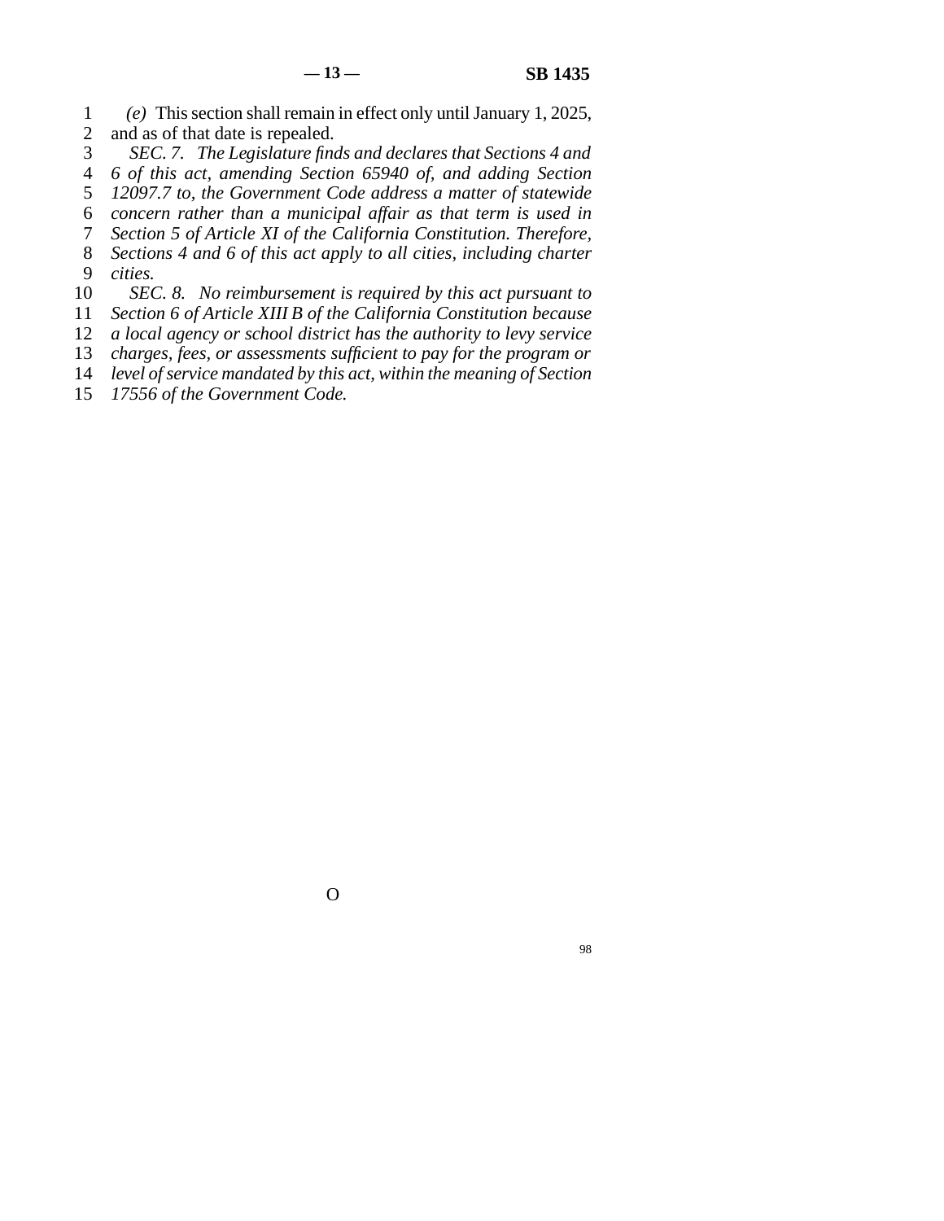*(e)* This section shall remain in effect only until January 1, 2025, and as of that date is repealed.

*SEC. 7. The Legislature finds and declares that Sections 4 and 6 of this act, amending Section 65940 of, and adding Section 12097.7 to, the Government Code address a matter of statewide concern rather than a municipal affair as that term is used in Section 5 of Article XI of the California Constitution. Therefore, Sections 4 and 6 of this act apply to all cities, including charter cities.*

*SEC. 8. No reimbursement is required by this act pursuant to Section 6 of Article XIII B of the California Constitution because a local agency or school district has the authority to levy service charges, fees, or assessments sufficient to pay for the program or level of service mandated by this act, within the meaning of Section 17556 of the Government Code.*